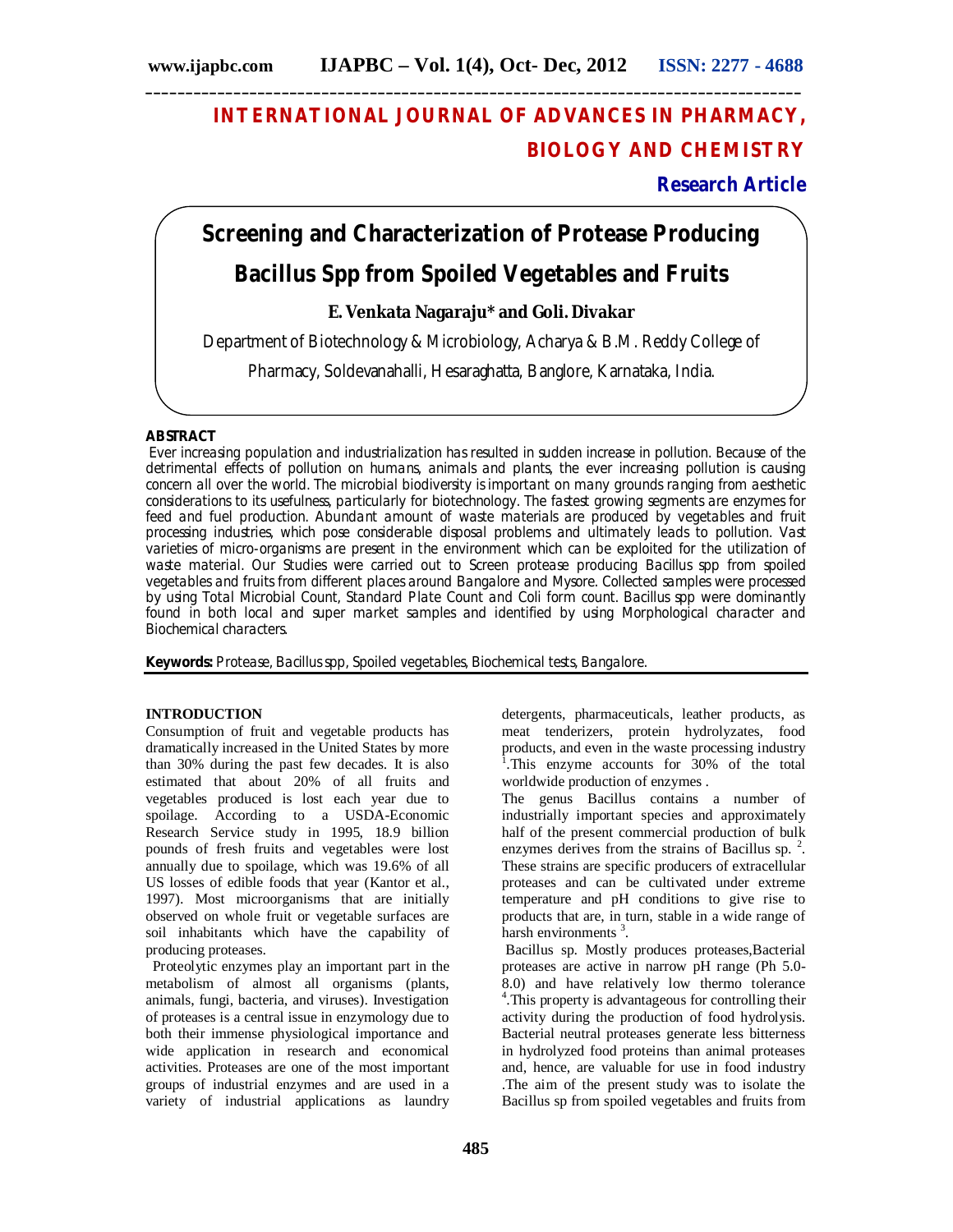# INTERNATIONAL JOURNAL OF ADVANCES IN PHARMACY, BIOLOGY AND CHEMISTRY

**Research Article**

# Screening and Characterization of Protease Producing Bacillus Spp from Spoiled Vegetables and Fruits

**E. Venkata Nagaraju\* and Goli. Divakar**

Department of Biotechnology & Microbiology, Acharya & B.M. Reddy College of Pharmacy, Soldevanahalli, Hesaraghatta, Banglore, Karnataka, India.

## ABSTRACT

Ever increasing population and industrialization has resulted in sudden increase in pollution. Because of the detrimental effects of pollution on humans, animals and plants, the ever increasing pollution is causing concern all over the world. The microbial biodiversity is important on many grounds ranging from aesthetic considerations to its usefulness, particularly for biotechnology. The fastest growing segments are enzymes for feed and fuel production. Abundant amount of waste materials are produced by vegetables and fruit processing industries, which pose considerable disposal problems and ultimately leads to pollution. Vast varieties of micro-organisms are present in the environment which can be exploited for the utilization of waste material. Our Studies were carried out to Screen protease producing Bacillus spp from spoiled vegetables and fruits from different places around Bangalore and Mysore. Collected samples were processed by using Total Microbial Count, Standard Plate Count and Coli form count. Bacillus spp were dominantly found in both local and super market samples and identified by using Morphological character and Biochemical characters.

**Keywords:** Protease, Bacillus spp, Spoiled vegetables, Biochemical tests, Bangalore.

## INTRODUCTION

Consumption of fruit and vegetable products has dramatically increased in the United States by more than 30% during the past few decades. It is also estimated that about 20% of all fruits and vegetables produced is lost each year due to spoilage. According to a USDA-Economic Research Service study in 1995, 18.9 billion pounds of fresh fruits and vegetables were lost annually due to spoilage, which was 19.6% of all US losses of edible foods that year (Kantor et al., 1997). Most microorganisms that are initially observed on whole fruit or vegetable surfaces are soil inhabitants which have the capability of producing proteases.

Proteolytic enzymes play an important part in the metabolism of almost all organisms (plants, animals, fungi, bacteria, and viruses). Investigation of proteases is a central issue in enzymology due to both their immense physiological importance and wide application in research and economical activities. Proteases are one of the most important groups of industrial enzymes and are used in a variety of industrial applications as laundry detergents, pharmaceuticals, leather products, as meat tenderizers, protein hydrolyzates, food products, and even in the waste processing industry [1].This enzyme accounts for 30% of the total worldwide production of enzymes .

The genus Bacillus contains a number of industrially important species and approximately half of the present commercial production of bulk enzymes derives from the strains of Bacillus sp. [2]. These strains are specific producers of extracellular proteases and can be cultivated under extreme temperature and pH conditions to give rise to products that are, in turn, stable in a wide range of harsh environments [3].

Bacillus sp. Mostly produces proteases,Bacterial proteases are active in narrow pH range (Ph 5.0-8.0) and have relatively low thermo tolerance [4].This property is advantageous for controlling their activity during the production of food hydrolysis. Bacterial neutral proteases generate less bitterness in hydrolyzed food proteins than animal proteases and, hence, are valuable for use in food industry .The aim of the present study was to isolate the Bacillus sp from spoiled vegetables and fruits from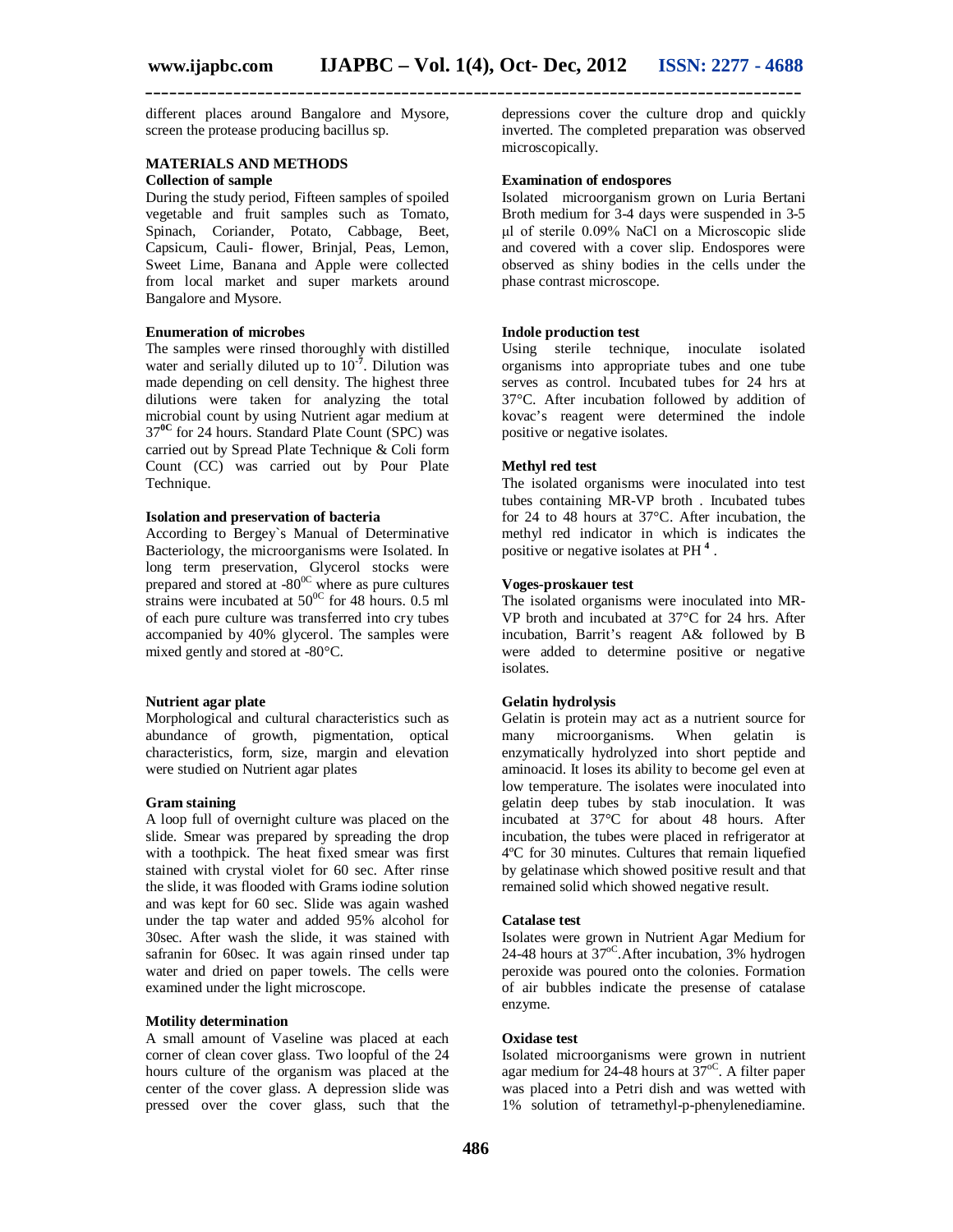different places around Bangalore and Mysore, screen the protease producing bacillus sp.

## MATERIALS AND METHODS

### Collection of sample

During the study period, Fifteen samples of spoiled vegetable and fruit samples such as Tomato, Spinach, Coriander, Potato, Cabbage, Beet, Capsicum, Cauli- flower, Brinjal, Peas, Lemon, Sweet Lime, Banana and Apple were collected from local market and super markets around Bangalore and Mysore.

### Enumeration of microbes

The samples were rinsed thoroughly with distilled water and serially diluted up to $10^{-7}$. Dilution was made depending on cell density. The highest three dilutions were taken for analyzing the total microbial count by using Nutrient agar medium at $37^{0C}$ for 24 hours. Standard Plate Count (SPC) was carried out by Spread Plate Technique & Coli form Count (CC) was carried out by Pour Plate Technique.

### Isolation and preservation of bacteria

According to Bergey`s Manual of Determinative Bacteriology, the microorganisms were Isolated. In long term preservation, Glycerol stocks were prepared and stored at $-80^{0C}$ where as pure cultures strains were incubated at $50^{0C}$ for 48 hours. 0.5 ml of each pure culture was transferred into cry tubes accompanied by 40% glycerol. The samples were mixed gently and stored at -80°C.

### Nutrient agar plate

Morphological and cultural characteristics such as abundance of growth, pigmentation, optical characteristics, form, size, margin and elevation were studied on Nutrient agar plates

### Gram staining

A loop full of overnight culture was placed on the slide. Smear was prepared by spreading the drop with a toothpick. The heat fixed smear was first stained with crystal violet for 60 sec. After rinse the slide, it was flooded with Grams iodine solution and was kept for 60 sec. Slide was again washed under the tap water and added 95% alcohol for 30sec. After wash the slide, it was stained with safranin for 60sec. It was again rinsed under tap water and dried on paper towels. The cells were examined under the light microscope.

### Motility determination

A small amount of Vaseline was placed at each corner of clean cover glass. Two loopful of the 24 hours culture of the organism was placed at the center of the cover glass. A depression slide was pressed over the cover glass, such that the depressions cover the culture drop and quickly inverted. The completed preparation was observed microscopically.

### Examination of endospores

Isolated microorganism grown on Luria Bertani Broth medium for 3-4 days were suspended in 3-5 μl of sterile 0.09% NaCl on a Microscopic slide and covered with a cover slip. Endospores were observed as shiny bodies in the cells under the phase contrast microscope.

### Indole production test

Using sterile technique, inoculate isolated organisms into appropriate tubes and one tube serves as control. Incubated tubes for 24 hrs at 37°C. After incubation followed by addition of kovac's reagent were determined the indole positive or negative isolates.

### Methyl red test

The isolated organisms were inoculated into test tubes containing MR-VP broth . Incubated tubes for 24 to 48 hours at 37°C. After incubation, the methyl red indicator in which is indicates the positive or negative isolates at PH [4] .

### Voges-proskauer test

The isolated organisms were inoculated into MR-VP broth and incubated at 37°C for 24 hrs. After incubation, Barrit's reagent A& followed by B were added to determine positive or negative isolates.

### Gelatin hydrolysis

Gelatin is protein may act as a nutrient source for many microorganisms. When gelatin is enzymatically hydrolyzed into short peptide and aminoacid. It loses its ability to become gel even at low temperature. The isolates were inoculated into gelatin deep tubes by stab inoculation. It was incubated at 37°C for about 48 hours. After incubation, the tubes were placed in refrigerator at 4ºC for 30 minutes. Cultures that remain liquefied by gelatinase which showed positive result and that remained solid which showed negative result.

### Catalase test

Isolates were grown in Nutrient Agar Medium for 24-48 hours at $37^{oC}$.After incubation, 3% hydrogen peroxide was poured onto the colonies. Formation of air bubbles indicate the presense of catalase enzyme.

### Oxidase test

Isolated microorganisms were grown in nutrient agar medium for 24-48 hours at $37^{oC}$. A filter paper was placed into a Petri dish and was wetted with 1% solution of tetramethyl-p-phenylenediamine.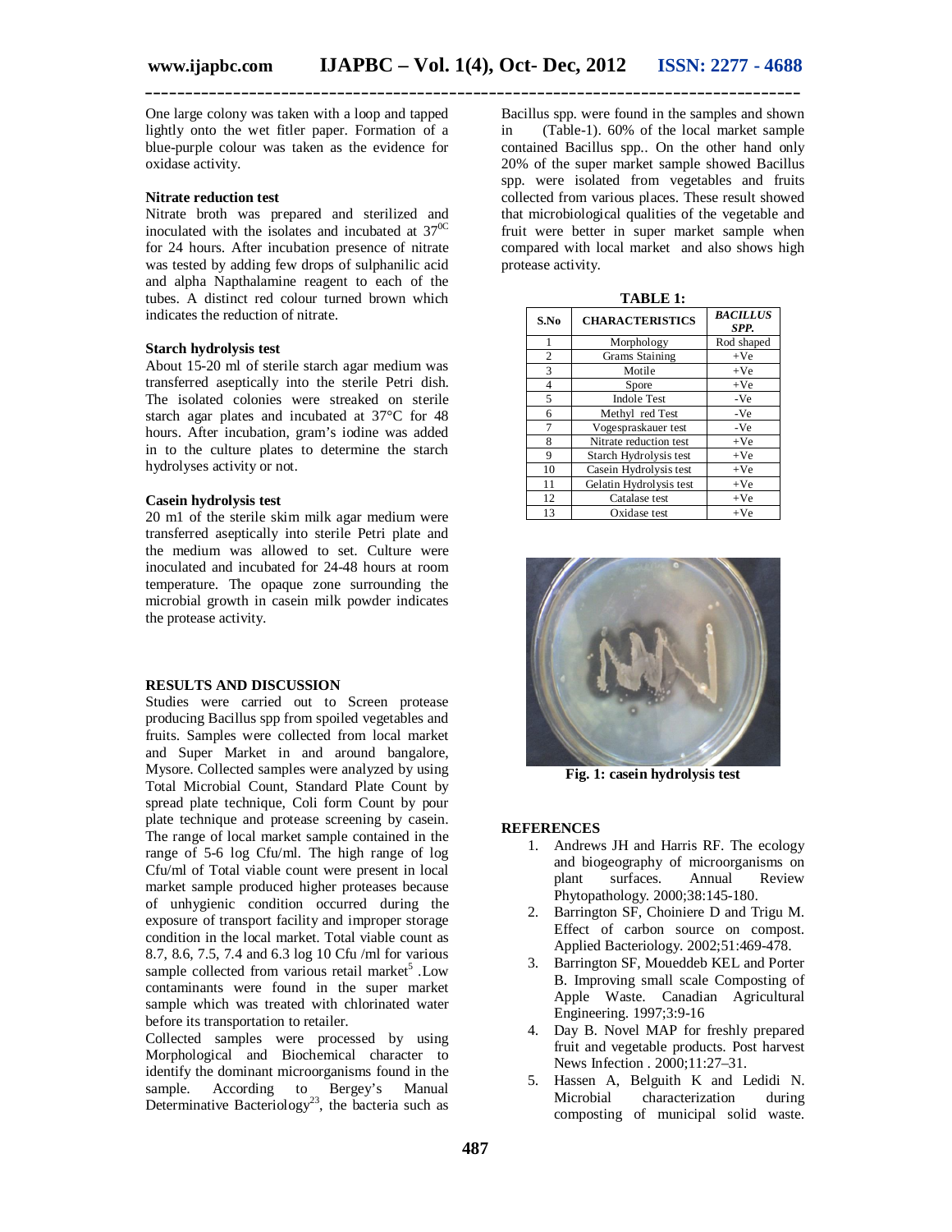One large colony was taken with a loop and tapped lightly onto the wet fitler paper. Formation of a blue-purple colour was taken as the evidence for oxidase activity.

**Nitrate reduction test**

Nitrate broth was prepared and sterilized and inoculated with the isolates and incubated at $37^{0C}$ for 24 hours. After incubation presence of nitrate was tested by adding few drops of sulphanilic acid and alpha Napthalamine reagent to each of the tubes. A distinct red colour turned brown which indicates the reduction of nitrate.

**Starch hydrolysis test**

About 15-20 ml of sterile starch agar medium was transferred aseptically into the sterile Petri dish. The isolated colonies were streaked on sterile starch agar plates and incubated at 37°C for 48 hours. After incubation, gram's iodine was added in to the culture plates to determine the starch hydrolyses activity or not.

**Casein hydrolysis test**

20 m1 of the sterile skim milk agar medium were transferred aseptically into sterile Petri plate and the medium was allowed to set. Culture were inoculated and incubated for 24-48 hours at room temperature. The opaque zone surrounding the microbial growth in casein milk powder indicates the protease activity.

**RESULTS AND DISCUSSION**

Studies were carried out to Screen protease producing Bacillus spp from spoiled vegetables and fruits. Samples were collected from local market and Super Market in and around bangalore, Mysore. Collected samples were analyzed by using Total Microbial Count, Standard Plate Count by spread plate technique, Coli form Count by pour plate technique and protease screening by casein. The range of local market sample contained in the range of 5-6 log Cfu/ml. The high range of log Cfu/ml of Total viable count were present in local market sample produced higher proteases because of unhygienic condition occurred during the exposure of transport facility and improper storage condition in the local market. Total viable count as 8.7, 8.6, 7.5, 7.4 and 6.3 log 10 Cfu /ml for various sample collected from various retail market[5] .Low contaminants were found in the super market sample which was treated with chlorinated water before its transportation to retailer.

Collected samples were processed by using Morphological and Biochemical character to identify the dominant microorganisms found in the sample. According to Bergey's Manual Determinative Bacteriology[23], the bacteria such as Bacillus spp. were found in the samples and shown in (Table-1). 60% of the local market sample contained Bacillus spp.. On the other hand only 20% of the super market sample showed Bacillus spp. were isolated from vegetables and fruits collected from various places. These result showed that microbiological qualities of the vegetable and fruit were better in super market sample when compared with local market and also shows high protease activity.

**TABLE 1:**

| S.No | CHARACTERISTICS | *BACILLUS SPP.* |
|---|---|---|
| 1 | Morphology | Rod shaped |
| 2 | Grams Staining | +Ve |
| 3 | Motile | +Ve |
| 4 | Spore | +Ve |
| 5 | Indole Test | -Ve |
| 6 | Methyl red Test | -Ve |
| 7 | Vogespraskauer test | -Ve |
| 8 | Nitrate reduction test | +Ve |
| 9 | Starch Hydrolysis test | +Ve |
| 10 | Casein Hydrolysis test | +Ve |
| 11 | Gelatin Hydrolysis test | +Ve |
| 12 | Catalase test | +Ve |
| 13 | Oxidase test | +Ve |

**Fig. 1: casein hydrolysis test**

**REFERENCES**

1. Andrews JH and Harris RF. The ecology and biogeography of microorganisms on plant surfaces. Annual Review Phytopathology. 2000;38:145-180.
2. Barrington SF, Choiniere D and Trigu M. Effect of carbon source on compost. Applied Bacteriology. 2002;51:469-478.
3. Barrington SF, Moueddeb KEL and Porter B. Improving small scale Composting of Apple Waste. Canadian Agricultural Engineering. 1997;3:9-16
4. Day B. Novel MAP for freshly prepared fruit and vegetable products. Post harvest News Infection . 2000;11:27–31.
5. Hassen A, Belguith K and Ledidi N. Microbial characterization during composting of municipal solid waste.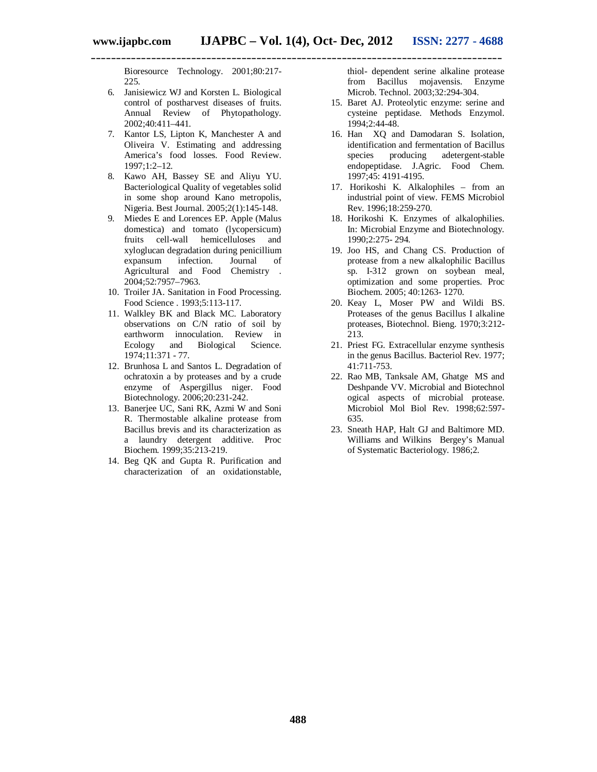Bioresource Technology. 2001;80:217-225.

6. Janisiewicz WJ and Korsten L. Biological control of postharvest diseases of fruits. Annual Review of Phytopathology. 2002;40:411–441.
7. Kantor LS, Lipton K, Manchester A and Oliveira V. Estimating and addressing America's food losses. Food Review. 1997;1:2–12.
8. Kawo AH, Bassey SE and Aliyu YU. Bacteriological Quality of vegetables solid in some shop around Kano metropolis, Nigeria. Best Journal. 2005;2(1):145-148.
9. Miedes E and Lorences EP. Apple (Malus domestica) and tomato (lycopersicum) fruits cell-wall hemicelluloses and xyloglucan degradation during penicillium expansum infection. Journal of Agricultural and Food Chemistry . 2004;52:7957–7963.
10. Troiler JA. Sanitation in Food Processing. Food Science . 1993;5:113-117.
11. Walkley BK and Black MC. Laboratory observations on C/N ratio of soil by earthworm innoculation. Review in Ecology and Biological Science. 1974;11:371 - 77.
12. Brunhosa L and Santos L. Degradation of ochratoxin a by proteases and by a crude enzyme of Aspergillus niger. Food Biotechnology. 2006;20:231-242.
13. Banerjee UC, Sani RK, Azmi W and Soni R. Thermostable alkaline protease from Bacillus brevis and its characterization as a laundry detergent additive. Proc Biochem. 1999;35:213-219.
14. Beg QK and Gupta R. Purification and characterization of an oxidationstable, thiol- dependent serine alkaline protease from Bacillus mojavensis. Enzyme Microb. Technol. 2003;32:294-304.
15. Baret AJ. Proteolytic enzyme: serine and cysteine peptidase. Methods Enzymol. 1994;2:44-48.
16. Han XQ and Damodaran S. Isolation, identification and fermentation of Bacillus species producing adetergent-stable endopeptidase. J.Agric. Food Chem. 1997;45: 4191-4195.
17. Horikoshi K. Alkalophiles – from an industrial point of view. FEMS Microbiol Rev. 1996;18:259-270.
18. Horikoshi K. Enzymes of alkalophilies. In: Microbial Enzyme and Biotechnology. 1990;2:275- 294.
19. Joo HS, and Chang CS. Production of protease from a new alkalophilic Bacillus sp. I-312 grown on soybean meal, optimization and some properties. Proc Biochem. 2005; 40:1263- 1270.
20. Keay L, Moser PW and Wildi BS. Proteases of the genus Bacillus I alkaline proteases, Biotechnol. Bieng. 1970;3:212-213.
21. Priest FG. Extracellular enzyme synthesis in the genus Bacillus. Bacteriol Rev. 1977; 41:711-753.
22. Rao MB, Tanksale AM, Ghatge MS and Deshpande VV. Microbial and Biotechnol ogical aspects of microbial protease. Microbiol Mol Biol Rev. 1998;62:597-635.
23. Sneath HAP, Halt GJ and Baltimore MD. Williams and Wilkins Bergey's Manual of Systematic Bacteriology. 1986;2.